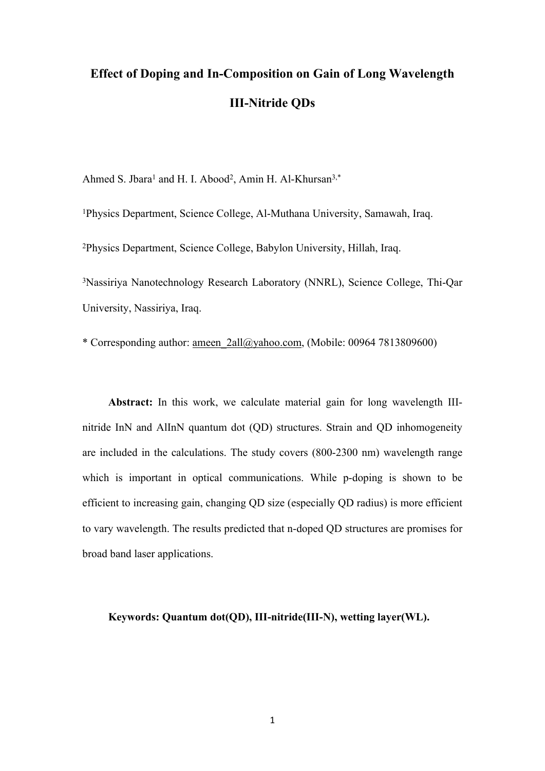# Effect of Doping and In-Composition on Gain of Long Wavelength III-Nitride QDs

Ahmed S. Jbara[1] and H. I. Abood[2], Amin H. Al-Khursan[3,*]

[1]Physics Department, Science College, Al-Muthana University, Samawah, Iraq.

[2]Physics Department, Science College, Babylon University, Hillah, Iraq.

[3]Nassiriya Nanotechnology Research Laboratory (NNRL), Science College, Thi-Qar University, Nassiriya, Iraq.

* Corresponding author: ameen_2all@yahoo.com, (Mobile: 00964 7813809600)

**Abstract:** In this work, we calculate material gain for long wavelength III-nitride InN and AlInN quantum dot (QD) structures. Strain and QD inhomogeneity are included in the calculations. The study covers (800-2300 nm) wavelength range which is important in optical communications. While p-doping is shown to be efficient to increasing gain, changing QD size (especially QD radius) is more efficient to vary wavelength. The results predicted that n-doped QD structures are promises for broad band laser applications.

**Keywords: Quantum dot(QD), III-nitride(III-N), wetting layer(WL).**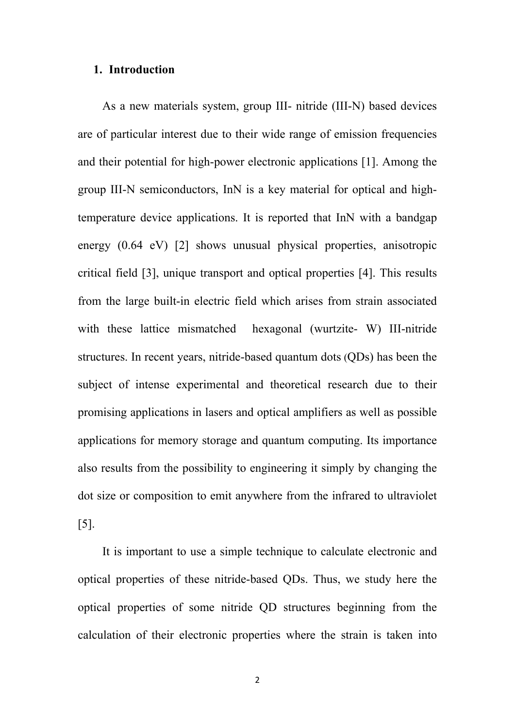## 1. Introduction

As a new materials system, group III- nitride (III-N) based devices are of particular interest due to their wide range of emission frequencies and their potential for high-power electronic applications [1]. Among the group III-N semiconductors, InN is a key material for optical and high-temperature device applications. It is reported that InN with a bandgap energy (0.64 eV) [2] shows unusual physical properties, anisotropic critical field [3], unique transport and optical properties [4]. This results from the large built-in electric field which arises from strain associated with these lattice mismatched hexagonal (wurtzite- W) III-nitride structures. In recent years, nitride-based quantum dots (QDs) has been the subject of intense experimental and theoretical research due to their promising applications in lasers and optical amplifiers as well as possible applications for memory storage and quantum computing. Its importance also results from the possibility to engineering it simply by changing the dot size or composition to emit anywhere from the infrared to ultraviolet [5].

It is important to use a simple technique to calculate electronic and optical properties of these nitride-based QDs. Thus, we study here the optical properties of some nitride QD structures beginning from the calculation of their electronic properties where the strain is taken into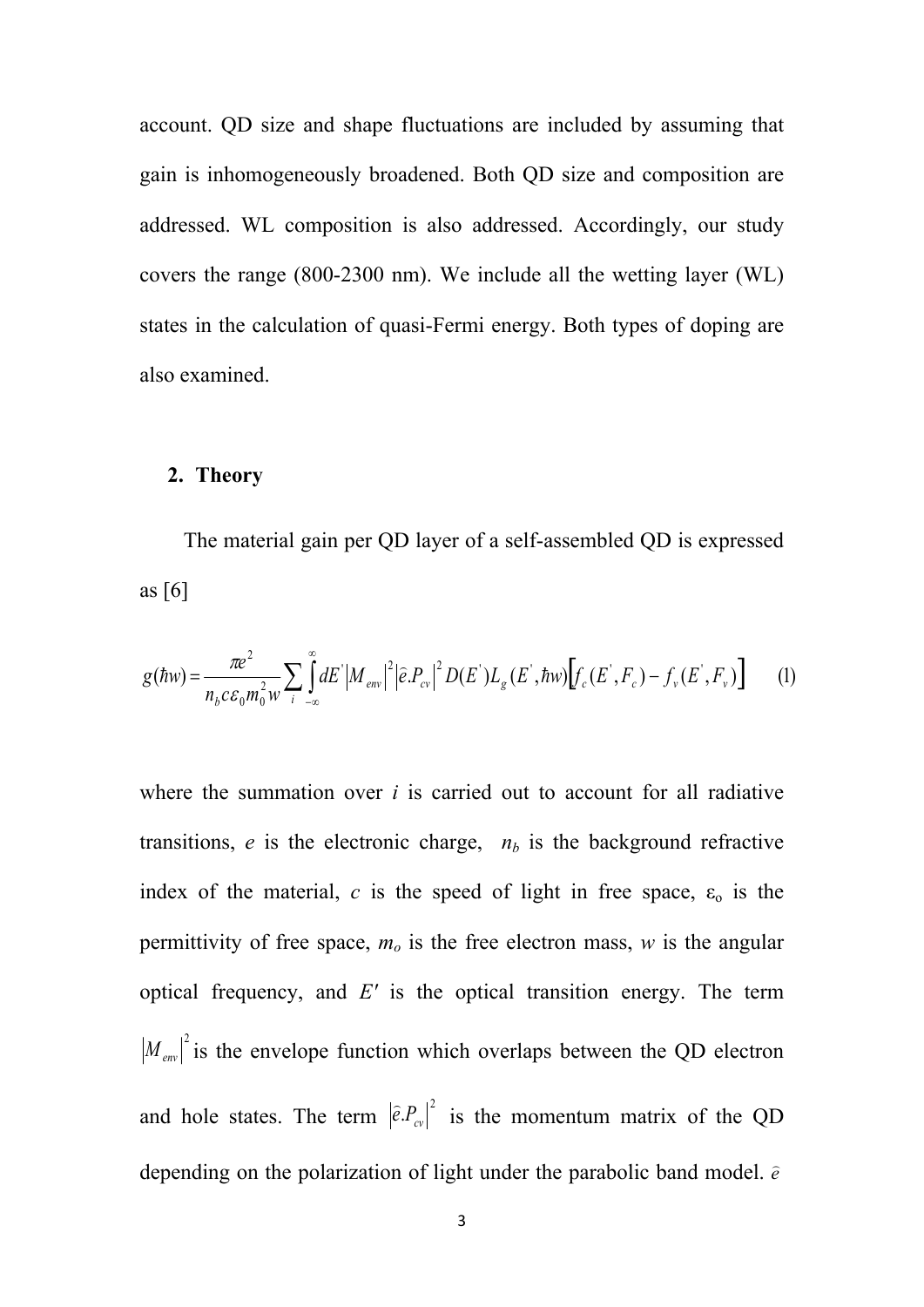account. QD size and shape fluctuations are included by assuming that gain is inhomogeneously broadened. Both QD size and composition are addressed. WL composition is also addressed. Accordingly, our study covers the range (800-2300 nm). We include all the wetting layer (WL) states in the calculation of quasi-Fermi energy. Both types of doping are also examined.

## 2. Theory

The material gain per QD layer of a self-assembled QD is expressed as [6]

$$g(\hbar w) = \frac{\pi e^2}{n_b c \varepsilon_0 m_0^2 w} \sum_i \int_{-\infty}^{\infty} dE' \left| M_{env} \right|^2 \left| \hat{e}.P_{cv} \right|^2 D(E') L_g(E', \hbar w) \left[ f_c(E', F_c) - f_v(E', F_v) \right] \quad (1)$$

where the summation over *i* is carried out to account for all radiative transitions, *e* is the electronic charge, $n_b$ is the background refractive index of the material, *c* is the speed of light in free space, $\varepsilon_o$ is the permittivity of free space, $m_o$ is the free electron mass, *w* is the angular optical frequency, and $E'$ is the optical transition energy. The term $\left| M_{env} \right|^2$ is the envelope function which overlaps between the QD electron and hole states. The term $\left| \hat{e}.P_{cv} \right|^2$ is the momentum matrix of the QD depending on the polarization of light under the parabolic band model. $\hat{e}$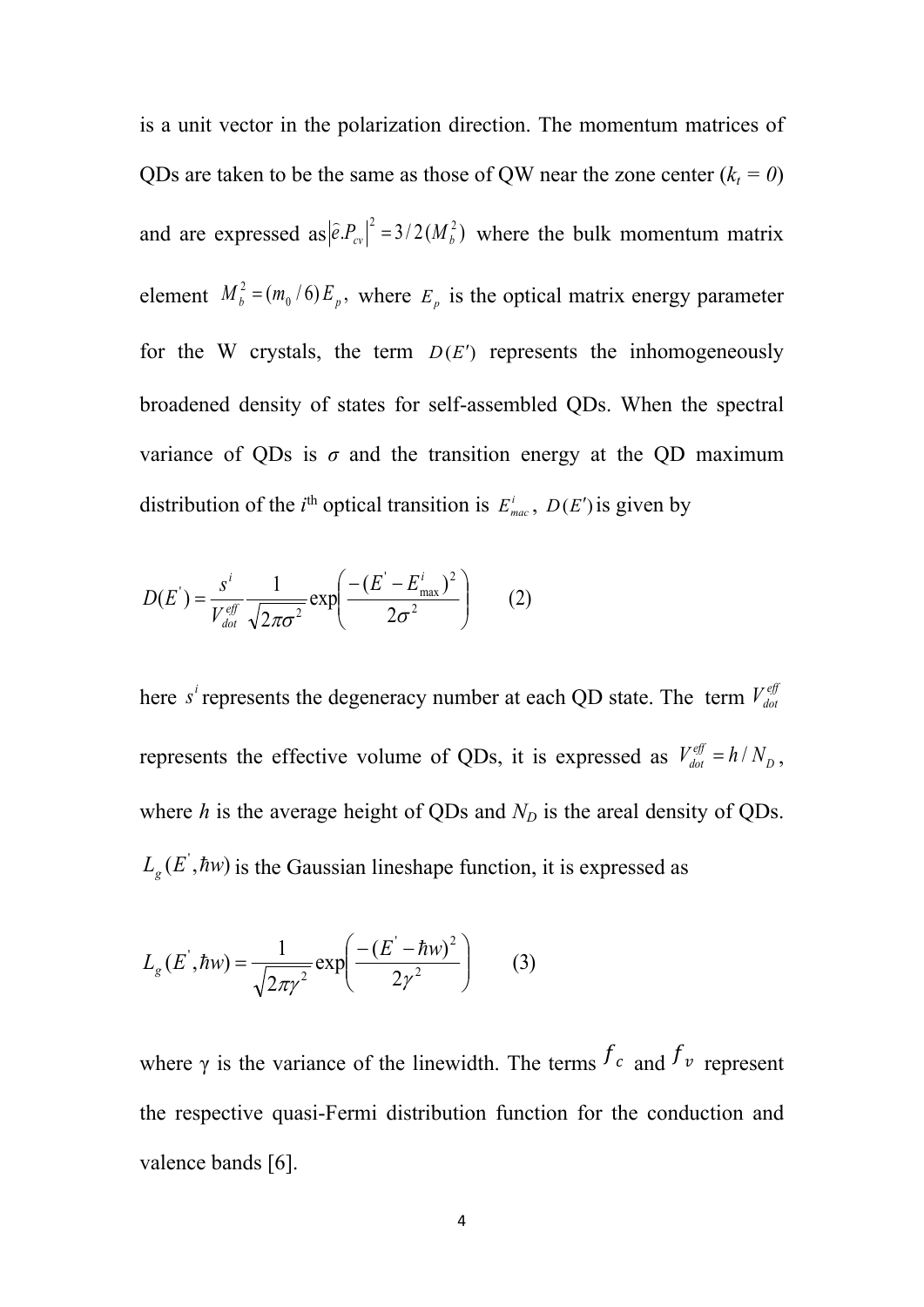is a unit vector in the polarization direction. The momentum matrices of QDs are taken to be the same as those of QW near the zone center ($k_t = 0$) and are expressed as $|\hat{e}.P_{cv}|^2 = 3/2(M_b^2)$ where the bulk momentum matrix element $M_b^2 = (m_0/6)E_p$, where $E_p$ is the optical matrix energy parameter for the W crystals, the term $D(E')$ represents the inhomogeneously broadened density of states for self-assembled QDs. When the spectral variance of QDs is $\sigma$ and the transition energy at the QD maximum distribution of the $i^{\text{th}}$ optical transition is $E_{mac}^{i}$, $D(E')$ is given by

$$D(E') = \frac{s^i}{V_{dot}^{eff}} \frac{1}{\sqrt{2\pi\sigma^2}} \exp\left( \frac{-(E' - E_{\max}^{i})^2}{2\sigma^2} \right) \qquad (2)$$

here $s^i$ represents the degeneracy number at each QD state. The term $V_{dot}^{eff}$ represents the effective volume of QDs, it is expressed as $V_{dot}^{eff} = h/N_D$, where $h$ is the average height of QDs and $N_D$ is the areal density of QDs. $L_g(E', \hbar w)$ is the Gaussian lineshape function, it is expressed as

$$L_g(E', \hbar w) = \frac{1}{\sqrt{2\pi\gamma^2}} \exp\left( \frac{-(E' - \hbar w)^2}{2\gamma^2} \right) \qquad (3)$$

where $\gamma$ is the variance of the linewidth. The terms $f_c$ and $f_v$ represent the respective quasi-Fermi distribution function for the conduction and valence bands [6].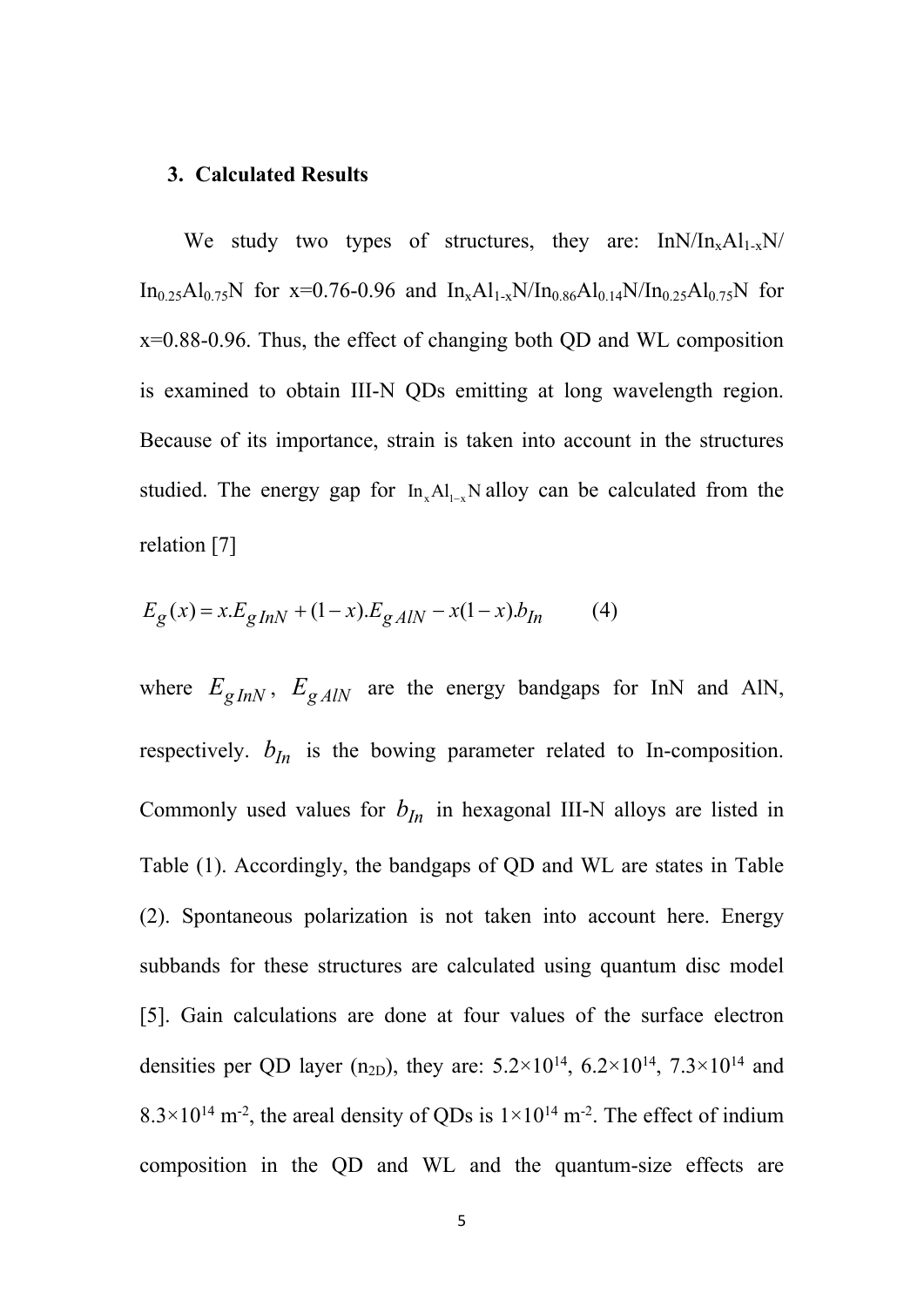### 3. Calculated Results

We study two types of structures, they are: $InN/In_xAl_{1-x}N/In_{0.25}Al_{0.75}N$ for x=0.76-0.96 and $In_xAl_{1-x}N/In_{0.86}Al_{0.14}N/In_{0.25}Al_{0.75}N$ for x=0.88-0.96. Thus, the effect of changing both QD and WL composition is examined to obtain III-N QDs emitting at long wavelength region. Because of its importance, strain is taken into account in the structures studied. The energy gap for $In_xAl_{1-x}N$ alloy can be calculated from the relation [7]

$$E_g(x) = x.E_{g\,InN} + (1-x).E_{g\,AlN} - x(1-x).b_{In} \qquad (4)$$

where $E_{g\,InN}$, $E_{g\,AlN}$ are the energy bandgaps for InN and AlN, respectively. $b_{In}$ is the bowing parameter related to In-composition. Commonly used values for $b_{In}$ in hexagonal III-N alloys are listed in Table (1). Accordingly, the bandgaps of QD and WL are states in Table (2). Spontaneous polarization is not taken into account here. Energy subbands for these structures are calculated using quantum disc model [5]. Gain calculations are done at four values of the surface electron densities per QD layer ($n_{2D}$), they are: $5.2\times10^{14}$, $6.2\times10^{14}$, $7.3\times10^{14}$ and $8.3\times10^{14}$ $m^{-2}$, the areal density of QDs is $1\times10^{14}$ $m^{-2}$. The effect of indium composition in the QD and WL and the quantum-size effects are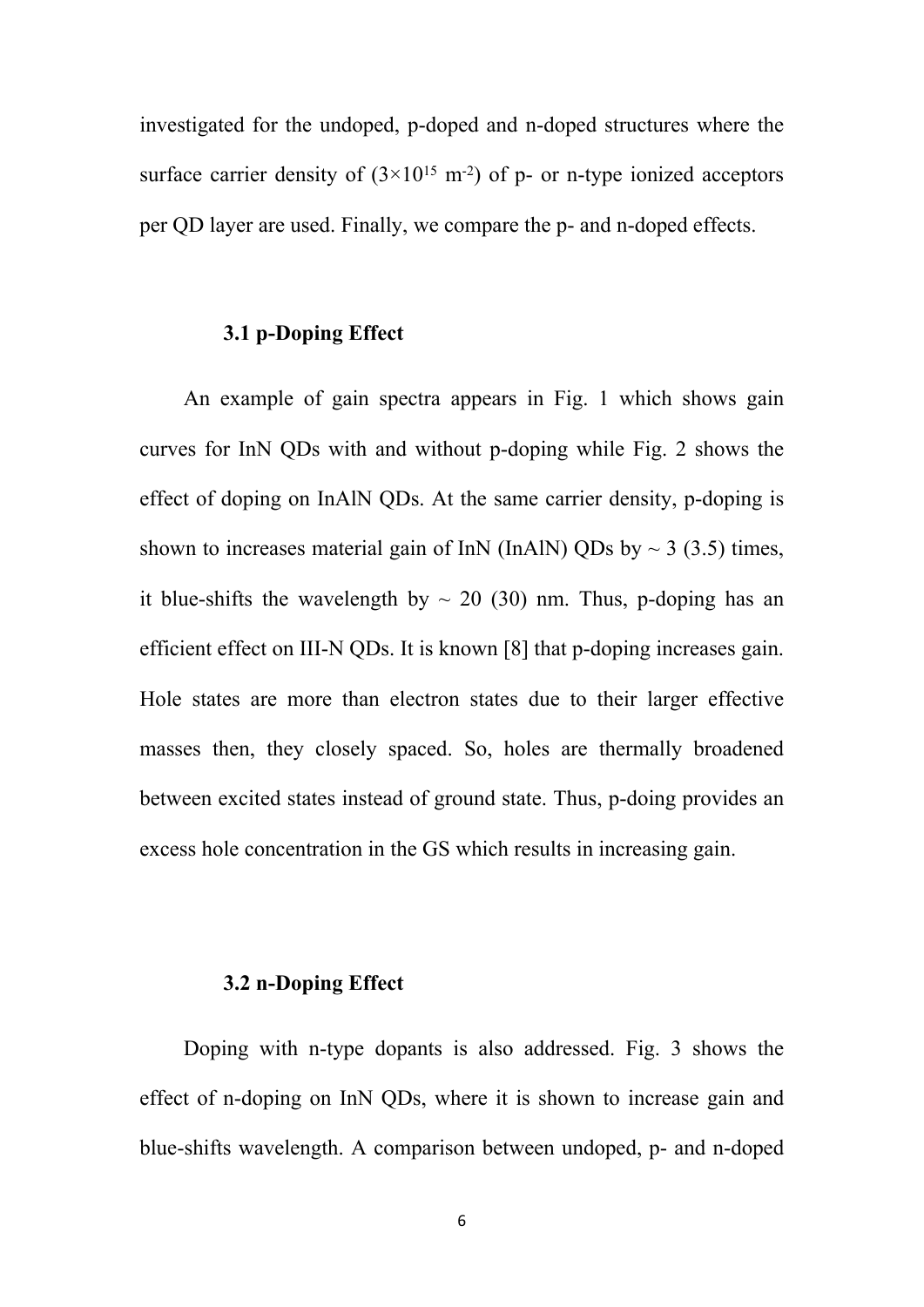investigated for the undoped, p-doped and n-doped structures where the surface carrier density of ($3\times10^{15}$ $m^{-2}$) of p- or n-type ionized acceptors per QD layer are used. Finally, we compare the p- and n-doped effects.

### 3.1 p-Doping Effect

An example of gain spectra appears in Fig. 1 which shows gain curves for InN QDs with and without p-doping while Fig. 2 shows the effect of doping on InAlN QDs. At the same carrier density, p-doping is shown to increases material gain of InN (InAlN) QDs by ~ 3 (3.5) times, it blue-shifts the wavelength by ~ 20 (30) nm. Thus, p-doping has an efficient effect on III-N QDs. It is known [8] that p-doping increases gain. Hole states are more than electron states due to their larger effective masses then, they closely spaced. So, holes are thermally broadened between excited states instead of ground state. Thus, p-doing provides an excess hole concentration in the GS which results in increasing gain.

### 3.2 n-Doping Effect

Doping with n-type dopants is also addressed. Fig. 3 shows the effect of n-doping on InN QDs, where it is shown to increase gain and blue-shifts wavelength. A comparison between undoped, p- and n-doped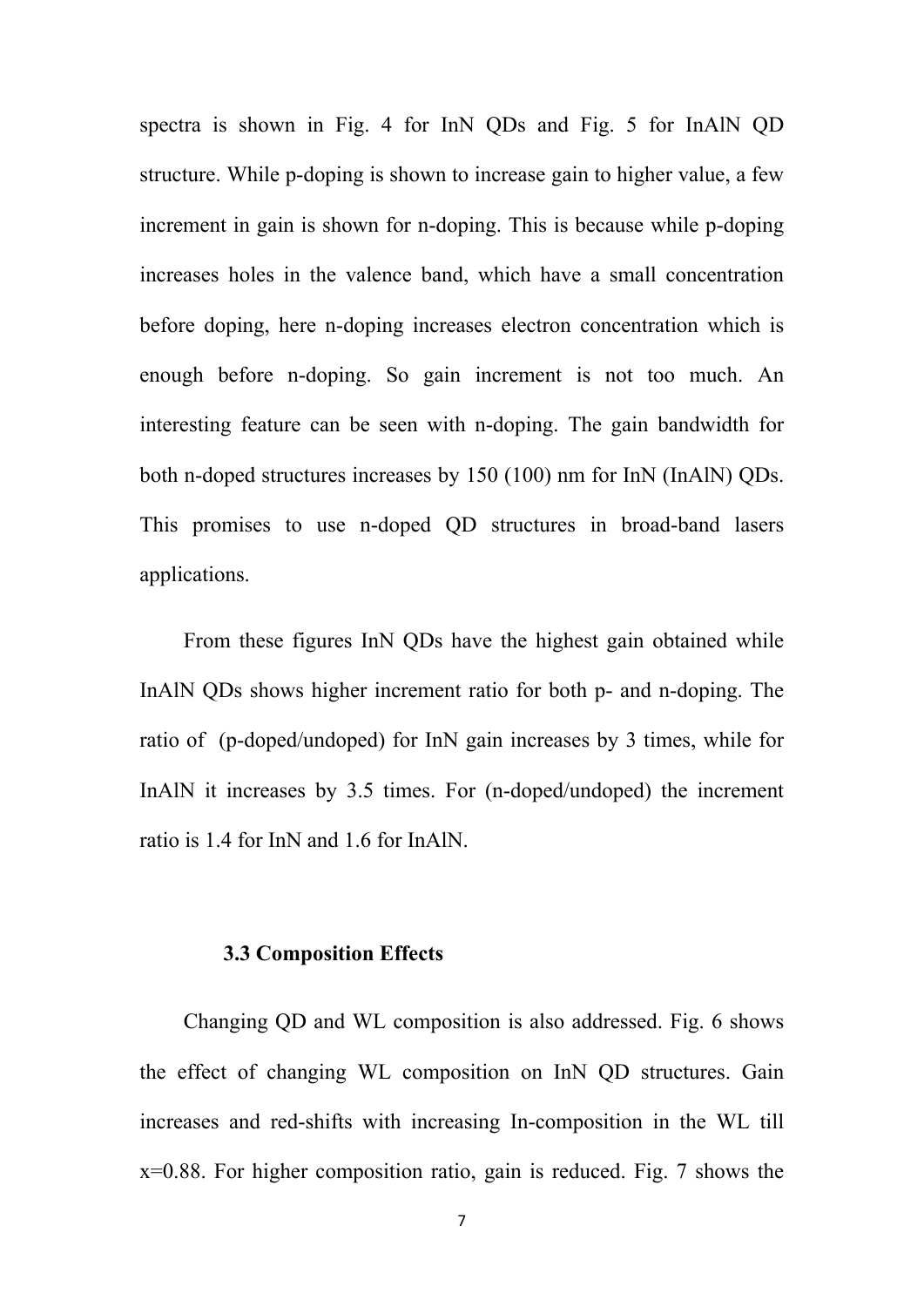spectra is shown in Fig. 4 for InN QDs and Fig. 5 for InAlN QD structure. While p-doping is shown to increase gain to higher value, a few increment in gain is shown for n-doping. This is because while p-doping increases holes in the valence band, which have a small concentration before doping, here n-doping increases electron concentration which is enough before n-doping. So gain increment is not too much. An interesting feature can be seen with n-doping. The gain bandwidth for both n-doped structures increases by 150 (100) nm for InN (InAlN) QDs. This promises to use n-doped QD structures in broad-band lasers applications.

From these figures InN QDs have the highest gain obtained while InAlN QDs shows higher increment ratio for both p- and n-doping. The ratio of  (p-doped/undoped) for InN gain increases by 3 times, while for InAlN it increases by 3.5 times. For (n-doped/undoped) the increment ratio is 1.4 for InN and 1.6 for InAlN.

### 3.3 Composition Effects

Changing QD and WL composition is also addressed. Fig. 6 shows the effect of changing WL composition on InN QD structures. Gain increases and red-shifts with increasing In-composition in the WL till $x=0.88$. For higher composition ratio, gain is reduced. Fig. 7 shows the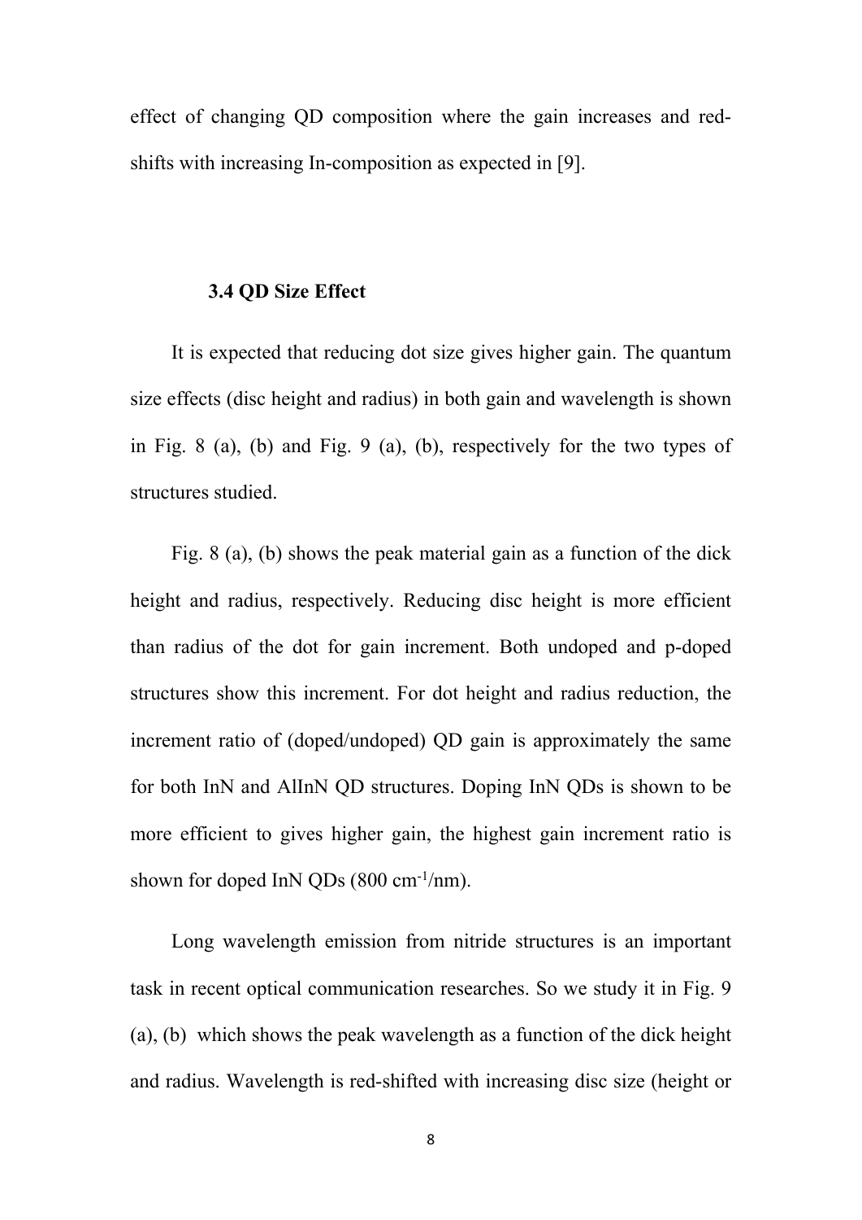effect of changing QD composition where the gain increases and red-shifts with increasing In-composition as expected in [9].

### 3.4 QD Size Effect

It is expected that reducing dot size gives higher gain. The quantum size effects (disc height and radius) in both gain and wavelength is shown in Fig. 8 (a), (b) and Fig. 9 (a), (b), respectively for the two types of structures studied.

Fig. 8 (a), (b) shows the peak material gain as a function of the dick height and radius, respectively. Reducing disc height is more efficient than radius of the dot for gain increment. Both undoped and p-doped structures show this increment. For dot height and radius reduction, the increment ratio of (doped/undoped) QD gain is approximately the same for both InN and AlInN QD structures. Doping InN QDs is shown to be more efficient to gives higher gain, the highest gain increment ratio is shown for doped InN QDs (800 $cm^{-1}$/nm).

Long wavelength emission from nitride structures is an important task in recent optical communication researches. So we study it in Fig. 9 (a), (b) which shows the peak wavelength as a function of the dick height and radius. Wavelength is red-shifted with increasing disc size (height or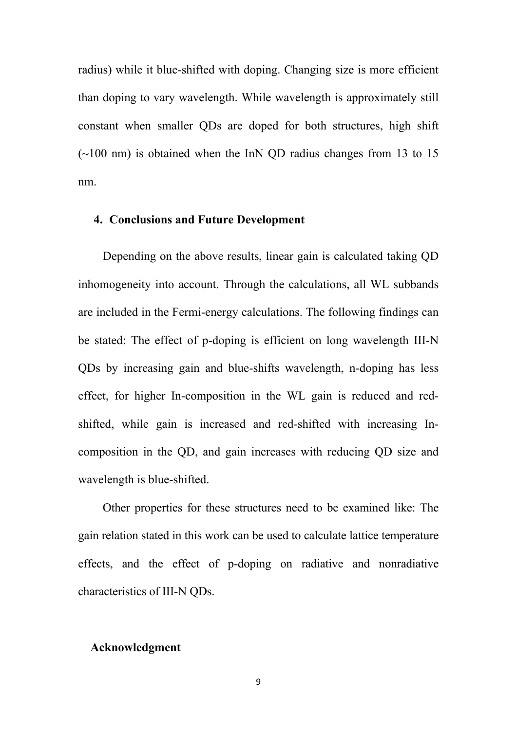radius) while it blue-shifted with doping. Changing size is more efficient than doping to vary wavelength. While wavelength is approximately still constant when smaller QDs are doped for both structures, high shift (~100 nm) is obtained when the InN QD radius changes from 13 to 15 nm.

## 4. Conclusions and Future Development

Depending on the above results, linear gain is calculated taking QD inhomogeneity into account. Through the calculations, all WL subbands are included in the Fermi-energy calculations. The following findings can be stated: The effect of p-doping is efficient on long wavelength III-N QDs by increasing gain and blue-shifts wavelength, n-doping has less effect, for higher In-composition in the WL gain is reduced and red-shifted, while gain is increased and red-shifted with increasing In-composition in the QD, and gain increases with reducing QD size and wavelength is blue-shifted.

Other properties for these structures need to be examined like: The gain relation stated in this work can be used to calculate lattice temperature effects, and the effect of p-doping on radiative and nonradiative characteristics of III-N QDs.

## Acknowledgment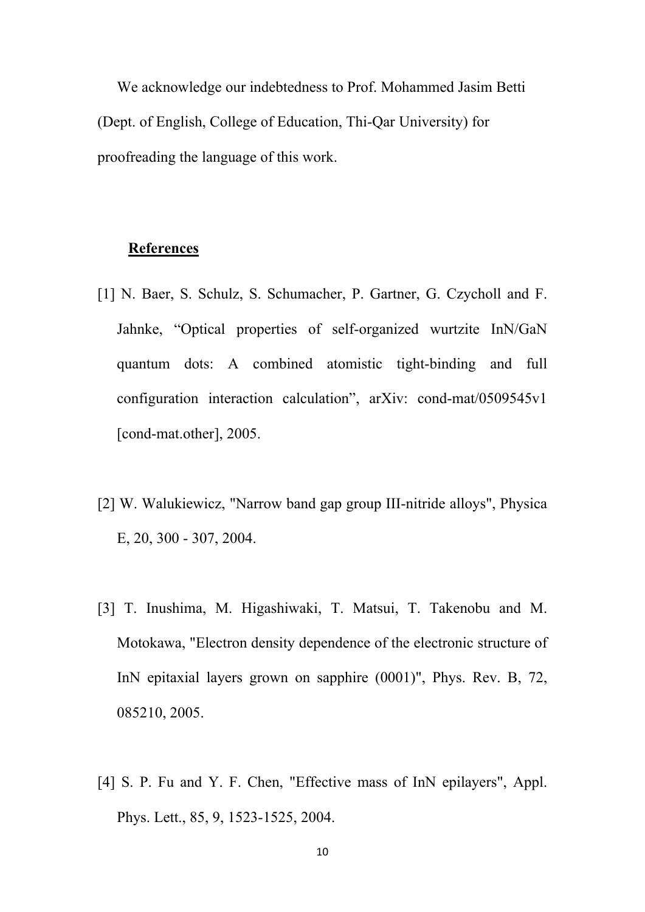We acknowledge our indebtedness to Prof. Mohammed Jasim Betti (Dept. of English, College of Education, Thi-Qar University) for proofreading the language of this work.

## References

[1] N. Baer, S. Schulz, S. Schumacher, P. Gartner, G. Czycholl and F. Jahnke, "Optical properties of self-organized wurtzite InN/GaN quantum dots: A combined atomistic tight-binding and full configuration interaction calculation", arXiv: cond-mat/0509545v1 [cond-mat.other], 2005.

[2] W. Walukiewicz, "Narrow band gap group III-nitride alloys", Physica E, 20, 300 - 307, 2004.

[3] T. Inushima, M. Higashiwaki, T. Matsui, T. Takenobu and M. Motokawa, "Electron density dependence of the electronic structure of InN epitaxial layers grown on sapphire (0001)", Phys. Rev. B, 72, 085210, 2005.

[4] S. P. Fu and Y. F. Chen, "Effective mass of InN epilayers", Appl. Phys. Lett., 85, 9, 1523-1525, 2004.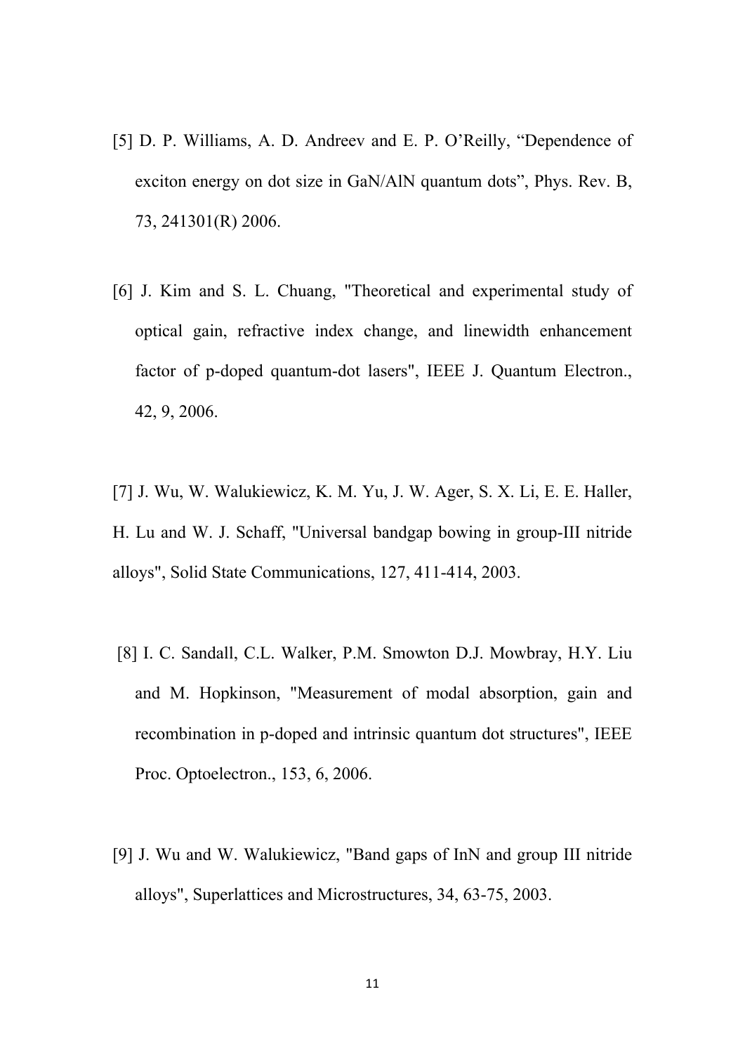[5] D. P. Williams, A. D. Andreev and E. P. O'Reilly, "Dependence of exciton energy on dot size in GaN/AlN quantum dots", Phys. Rev. B, 73, 241301(R) 2006.

[6] J. Kim and S. L. Chuang, "Theoretical and experimental study of optical gain, refractive index change, and linewidth enhancement factor of p-doped quantum-dot lasers", IEEE J. Quantum Electron., 42, 9, 2006.

[7] J. Wu, W. Walukiewicz, K. M. Yu, J. W. Ager, S. X. Li, E. E. Haller, H. Lu and W. J. Schaff, "Universal bandgap bowing in group-III nitride alloys", Solid State Communications, 127, 411-414, 2003.

[8] I. C. Sandall, C.L. Walker, P.M. Smowton D.J. Mowbray, H.Y. Liu and M. Hopkinson, "Measurement of modal absorption, gain and recombination in p-doped and intrinsic quantum dot structures", IEEE Proc. Optoelectron., 153, 6, 2006.

[9] J. Wu and W. Walukiewicz, "Band gaps of InN and group III nitride alloys", Superlattices and Microstructures, 34, 63-75, 2003.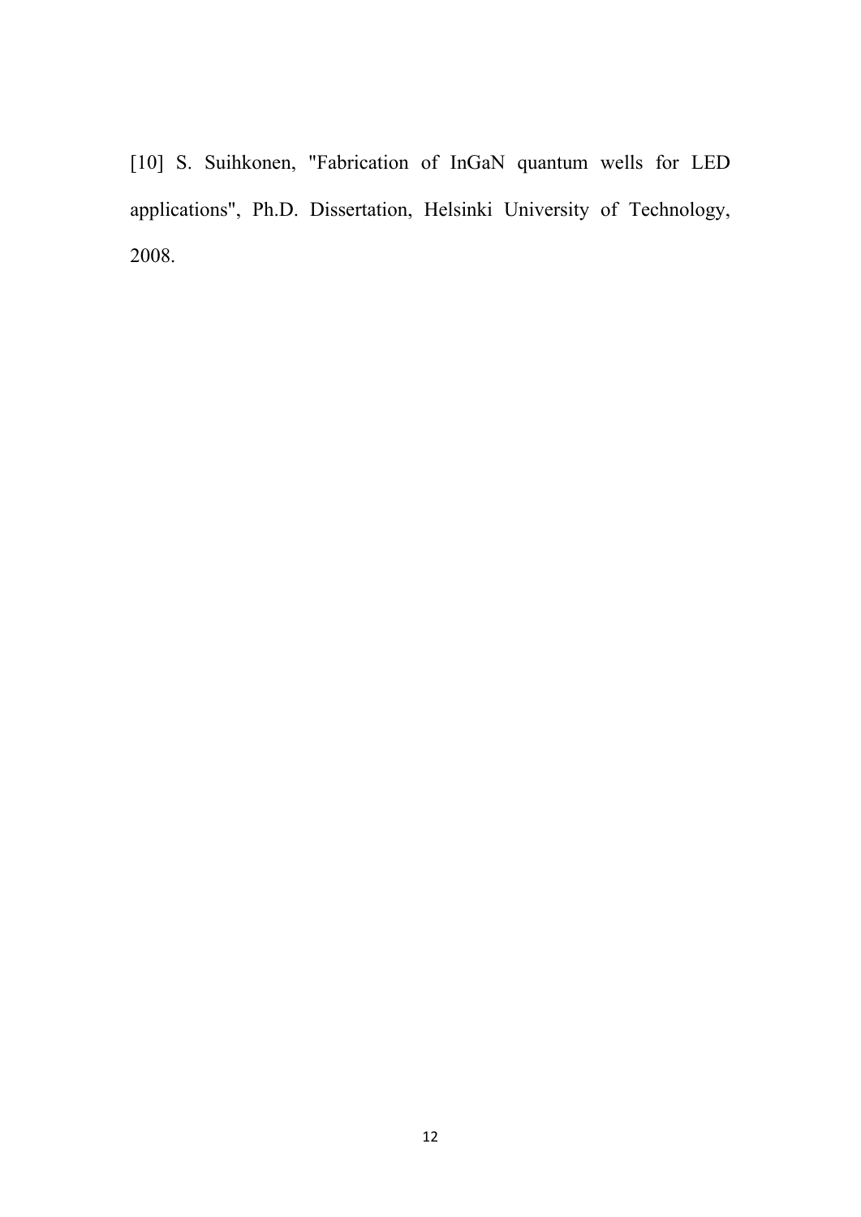[10] S. Suihkonen, "Fabrication of InGaN quantum wells for LED applications", Ph.D. Dissertation, Helsinki University of Technology, 2008.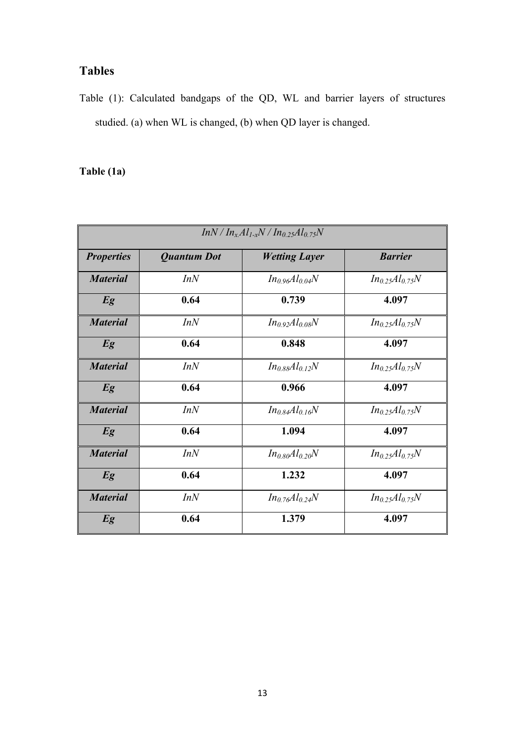## Tables

Table (1): Calculated bandgaps of the QD, WL and barrier layers of structures studied. (a) when WL is changed, (b) when QD layer is changed.

**Table (1a)**

| $InN / In_x.Al_{1-x}N / In_{0.25}Al_{0.75}N$ | | | |
|---|---|---|---|
| ***Properties*** | ***Quantum Dot*** | ***Wetting Layer*** | ***Barrier*** |
| ***Material*** | *InN* | $In_{0.96}Al_{0.04}N$ | $In_{0.25}Al_{0.75}N$ |
| ***Eg*** | **0.64** | **0.739** | **4.097** |
| ***Material*** | *InN* | $In_{0.92}Al_{0.08}N$ | $In_{0.25}Al_{0.75}N$ |
| ***Eg*** | **0.64** | **0.848** | **4.097** |
| ***Material*** | *InN* | $In_{0.88}Al_{0.12}N$ | $In_{0.25}Al_{0.75}N$ |
| ***Eg*** | **0.64** | **0.966** | **4.097** |
| ***Material*** | *InN* | $In_{0.84}Al_{0.16}N$ | $In_{0.25}Al_{0.75}N$ |
| ***Eg*** | **0.64** | **1.094** | **4.097** |
| ***Material*** | *InN* | $In_{0.80}Al_{0.20}N$ | $In_{0.25}Al_{0.75}N$ |
| ***Eg*** | **0.64** | **1.232** | **4.097** |
| ***Material*** | *InN* | $In_{0.76}Al_{0.24}N$ | $In_{0.25}Al_{0.75}N$ |
| ***Eg*** | **0.64** | **1.379** | **4.097** |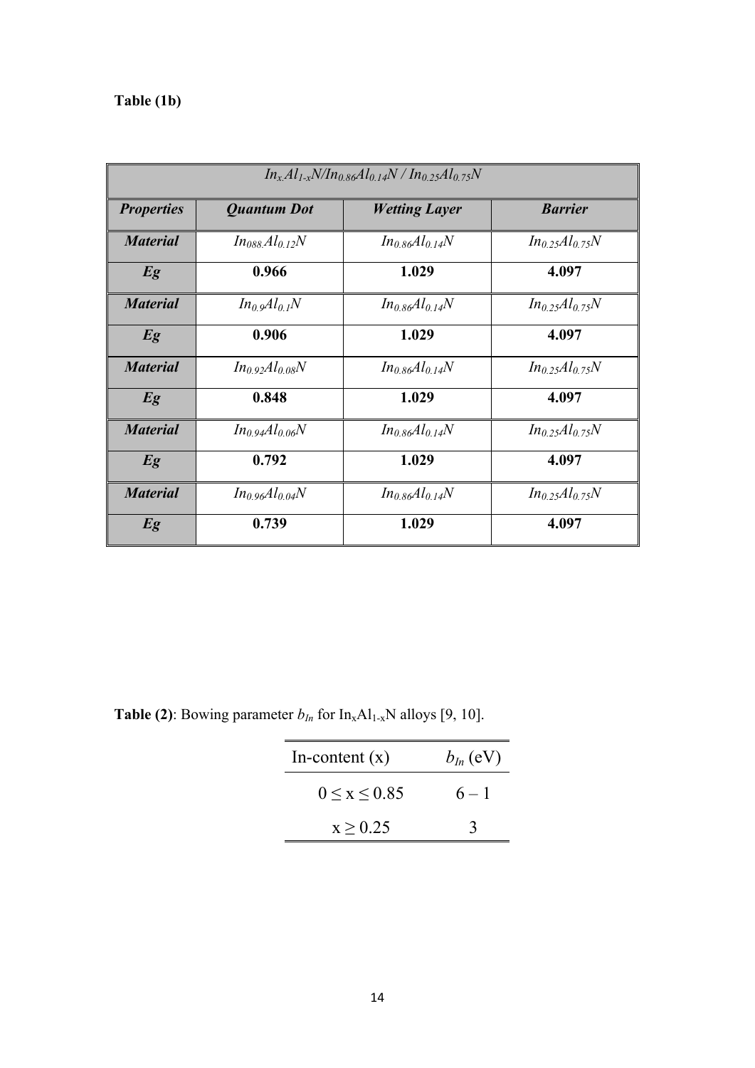**Table (1b)**

| $In_xAl_{1-x}N/In_{0.86}Al_{0.14}N$ / $In_{0.25}Al_{0.75}N$ | | | |
|---|---|---|---|
| ***Properties*** | ***Quantum Dot*** | ***Wetting Layer*** | ***Barrier*** |
| ***Material*** | $In_{088}Al_{0.12}N$ | $In_{0.86}Al_{0.14}N$ | $In_{0.25}Al_{0.75}N$ |
| ***Eg*** | **0.966** | **1.029** | **4.097** |
| ***Material*** | $In_{0.9}Al_{0.1}N$ | $In_{0.86}Al_{0.14}N$ | $In_{0.25}Al_{0.75}N$ |
| ***Eg*** | **0.906** | **1.029** | **4.097** |
| ***Material*** | $In_{0.92}Al_{0.08}N$ | $In_{0.86}Al_{0.14}N$ | $In_{0.25}Al_{0.75}N$ |
| ***Eg*** | **0.848** | **1.029** | **4.097** |
| ***Material*** | $In_{0.94}Al_{0.06}N$ | $In_{0.86}Al_{0.14}N$ | $In_{0.25}Al_{0.75}N$ |
| ***Eg*** | **0.792** | **1.029** | **4.097** |
| ***Material*** | $In_{0.96}Al_{0.04}N$ | $In_{0.86}Al_{0.14}N$ | $In_{0.25}Al_{0.75}N$ |
| ***Eg*** | **0.739** | **1.029** | **4.097** |

**Table (2)**: Bowing parameter $b_{In}$ for $In_xAl_{1-x}N$ alloys [9, 10].

| In-content (x) | $b_{In}$ (eV) |
|---|---|
| $0 \le x \le 0.85$ | $6 - 1$ |
| $x \ge 0.25$ | 3 |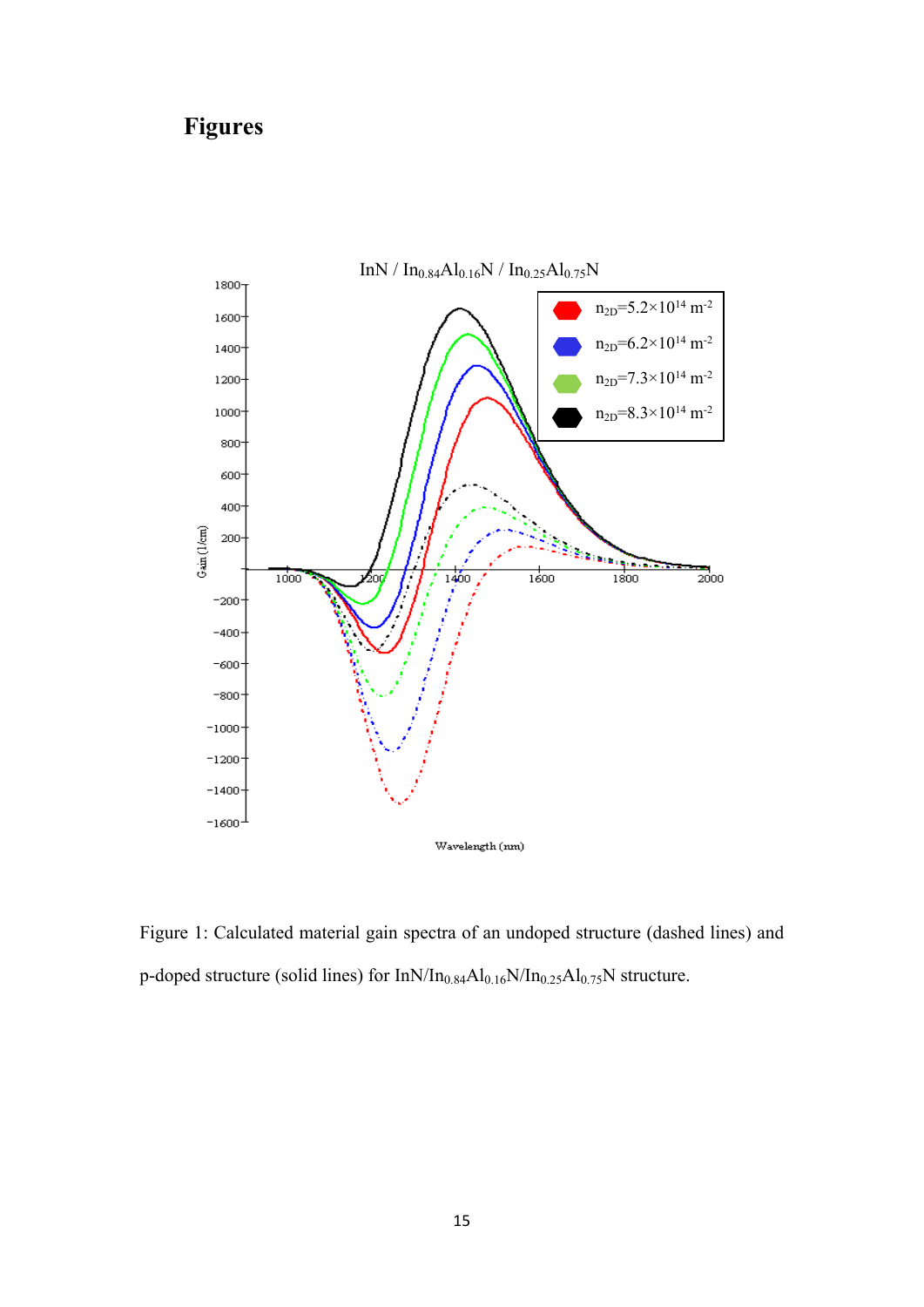# Figures

Figure 1: Calculated material gain spectra of an undoped structure (dashed lines) and p-doped structure (solid lines) for $InN/In_{0.84}Al_{0.16}N/In_{0.25}Al_{0.75}N$ structure.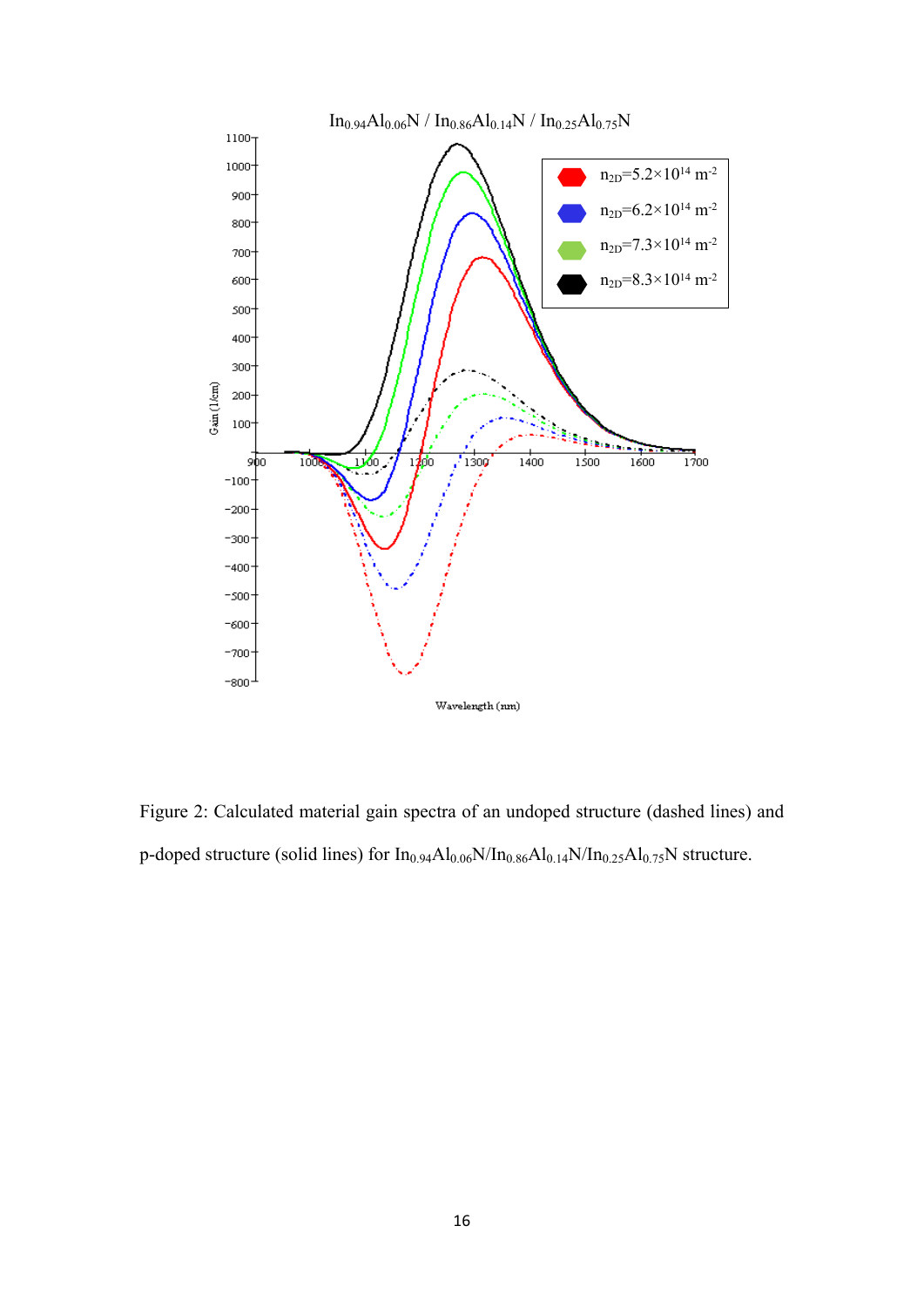Figure 2: Calculated material gain spectra of an undoped structure (dashed lines) and p-doped structure (solid lines) for $In_{0.94}Al_{0.06}N/In_{0.86}Al_{0.14}N/In_{0.25}Al_{0.75}N$ structure.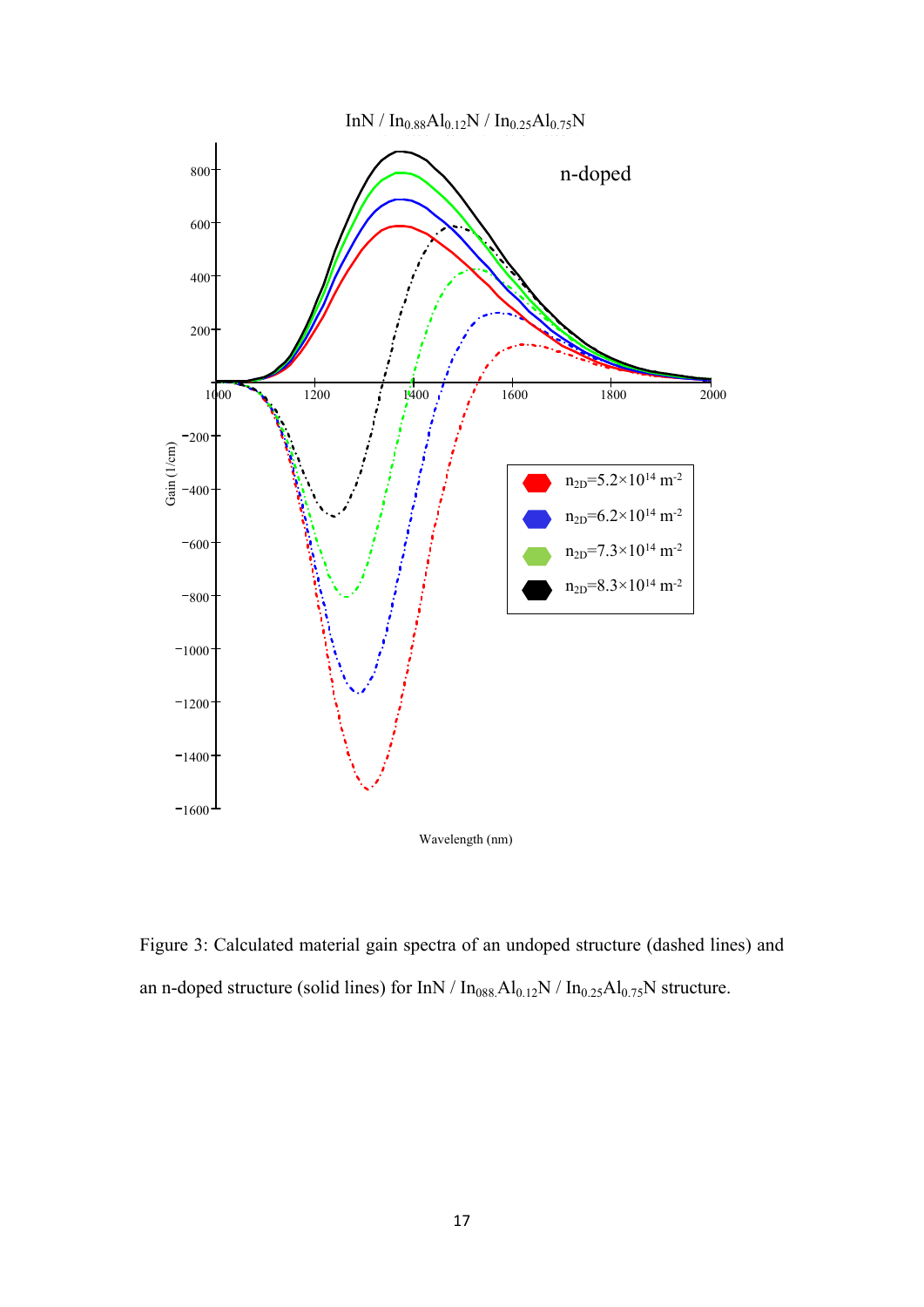Figure 3: Calculated material gain spectra of an undoped structure (dashed lines) and an n-doped structure (solid lines) for InN / $In_{088.}Al_{0.12}N$ / $In_{0.25}Al_{0.75}N$ structure.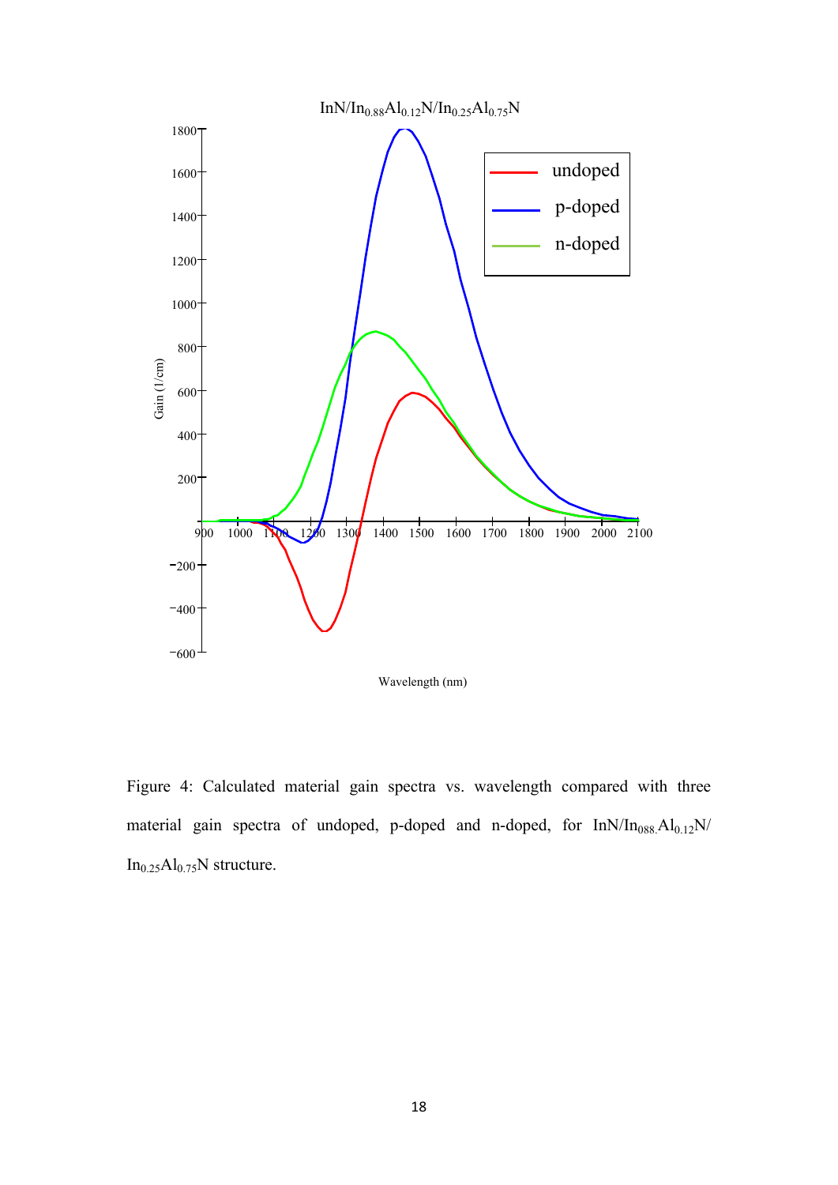Figure 4: Calculated material gain spectra vs. wavelength compared with three material gain spectra of undoped, p-doped and n-doped, for $InN/In_{088.}Al_{0.12}N/In_{0.25}Al_{0.75}N$ structure.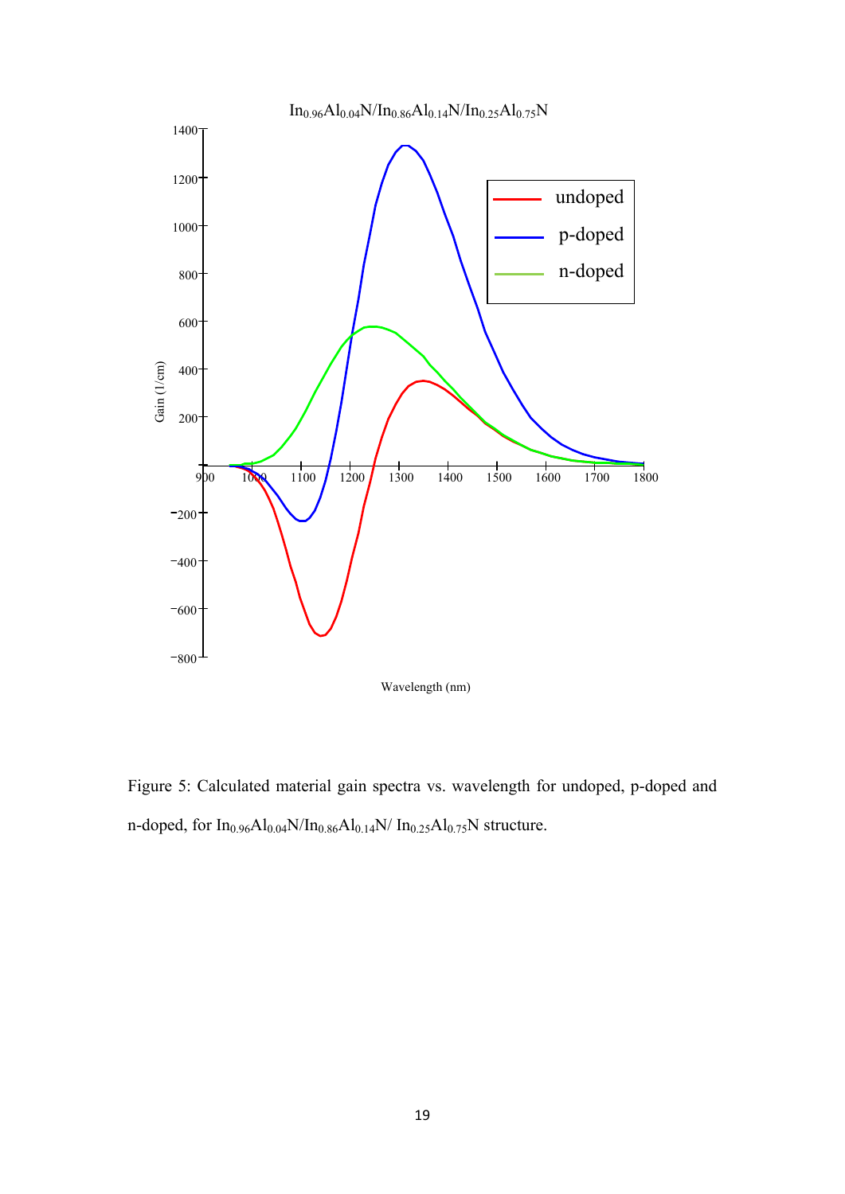Figure 5: Calculated material gain spectra vs. wavelength for undoped, p-doped and n-doped, for $In_{0.96}Al_{0.04}N/In_{0.86}Al_{0.14}N/ In_{0.25}Al_{0.75}N$ structure.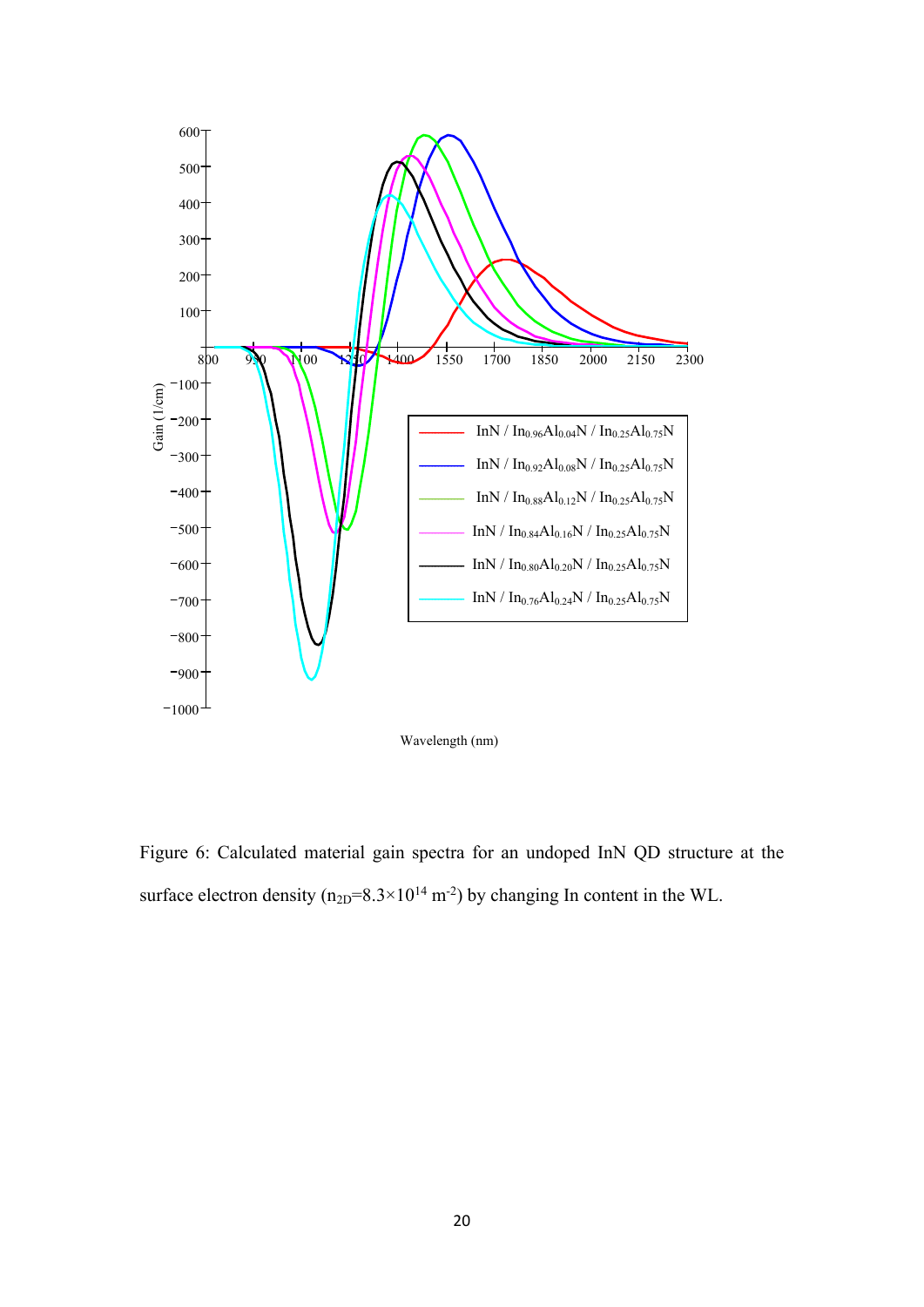Figure 6: Calculated material gain spectra for an undoped InN QD structure at the surface electron density ($n_{2D}$=8.3×$10^{14}$ $m^{-2}$) by changing In content in the WL.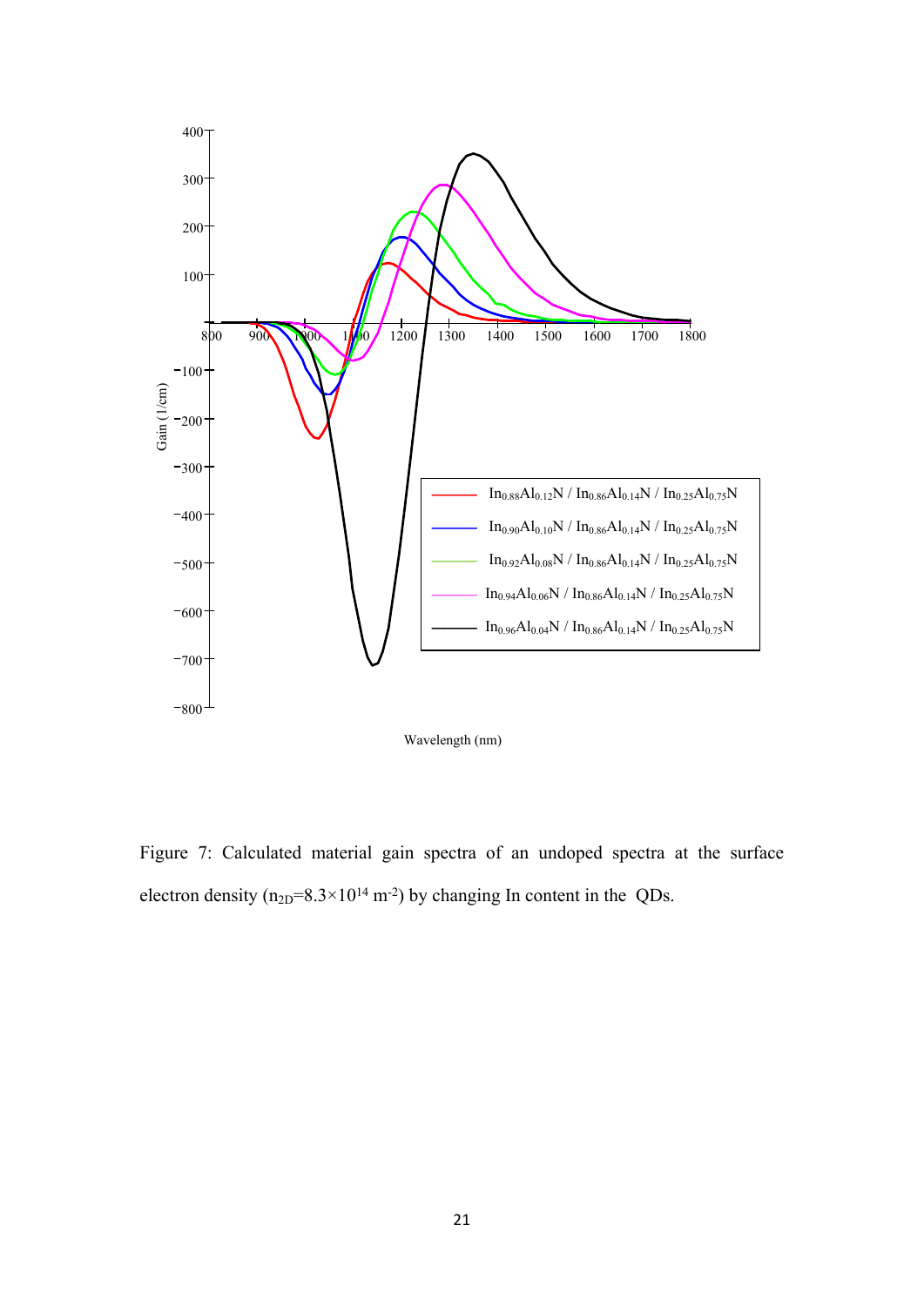Figure 7: Calculated material gain spectra of an undoped spectra at the surface electron density ($n_{2D}=8.3\times10^{14}$ m$^{-2}$) by changing In content in the QDs.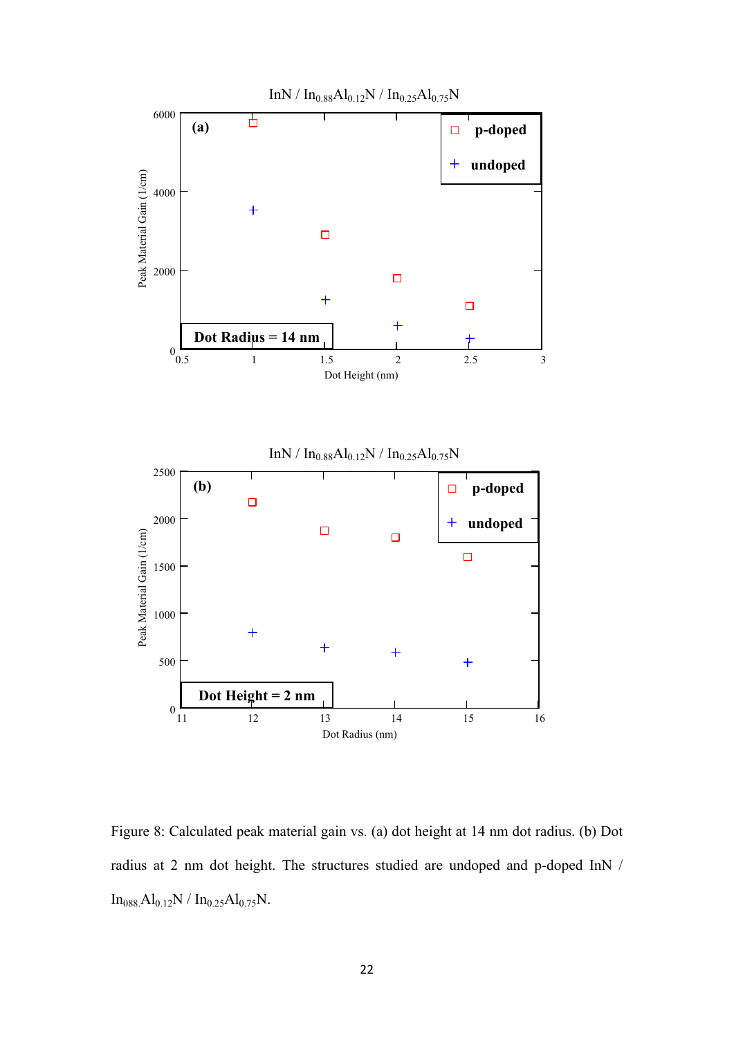Figure 8: Calculated peak material gain vs. (a) dot height at 14 nm dot radius. (b) Dot radius at 2 nm dot height. The structures studied are undoped and p-doped InN / $In_{088}Al_{0.12}N$ / $In_{0.25}Al_{0.75}N$.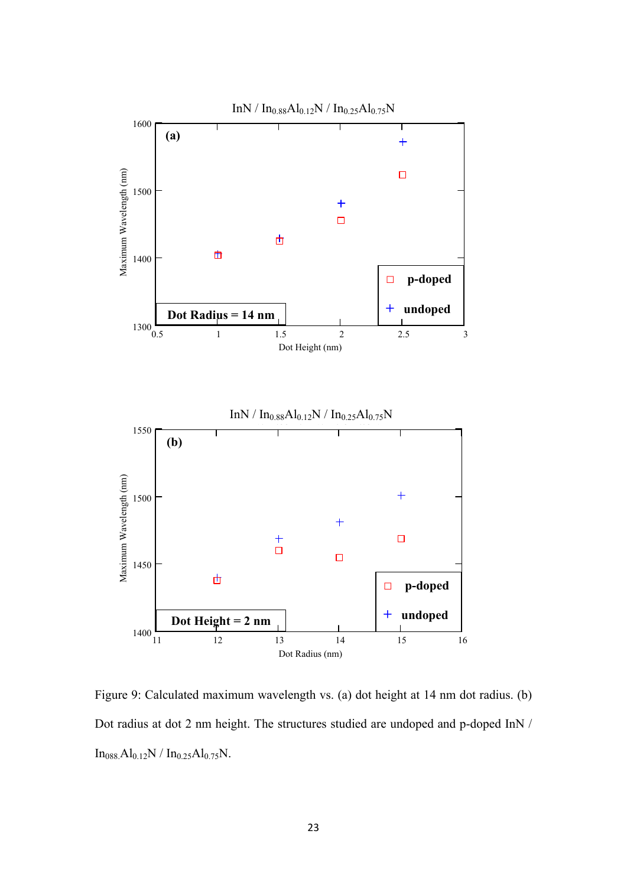InN / $In_{0.88}Al_{0.12}N$ / $In_{0.25}Al_{0.75}N$

(a)

Maximum Wavelength (nm)

1600

1500

1400

1300

0.5

1

1.5

2

2.5

3

Dot Height (nm)

Dot Radius = 14 nm

p-doped

undoped

InN / $In_{0.88}Al_{0.12}N$ / $In_{0.25}Al_{0.75}N$

(b)

Maximum Wavelength (nm)

1550

1500

1450

1400

11

12

13

14

15

16

Dot Radius (nm)

Dot Height = 2 nm

p-doped

undoped

Figure 9: Calculated maximum wavelength vs. (a) dot height at 14 nm dot radius. (b) Dot radius at dot 2 nm height. The structures studied are undoped and p-doped InN / $In_{088}Al_{0.12}N$ / $In_{0.25}Al_{0.75}N$.